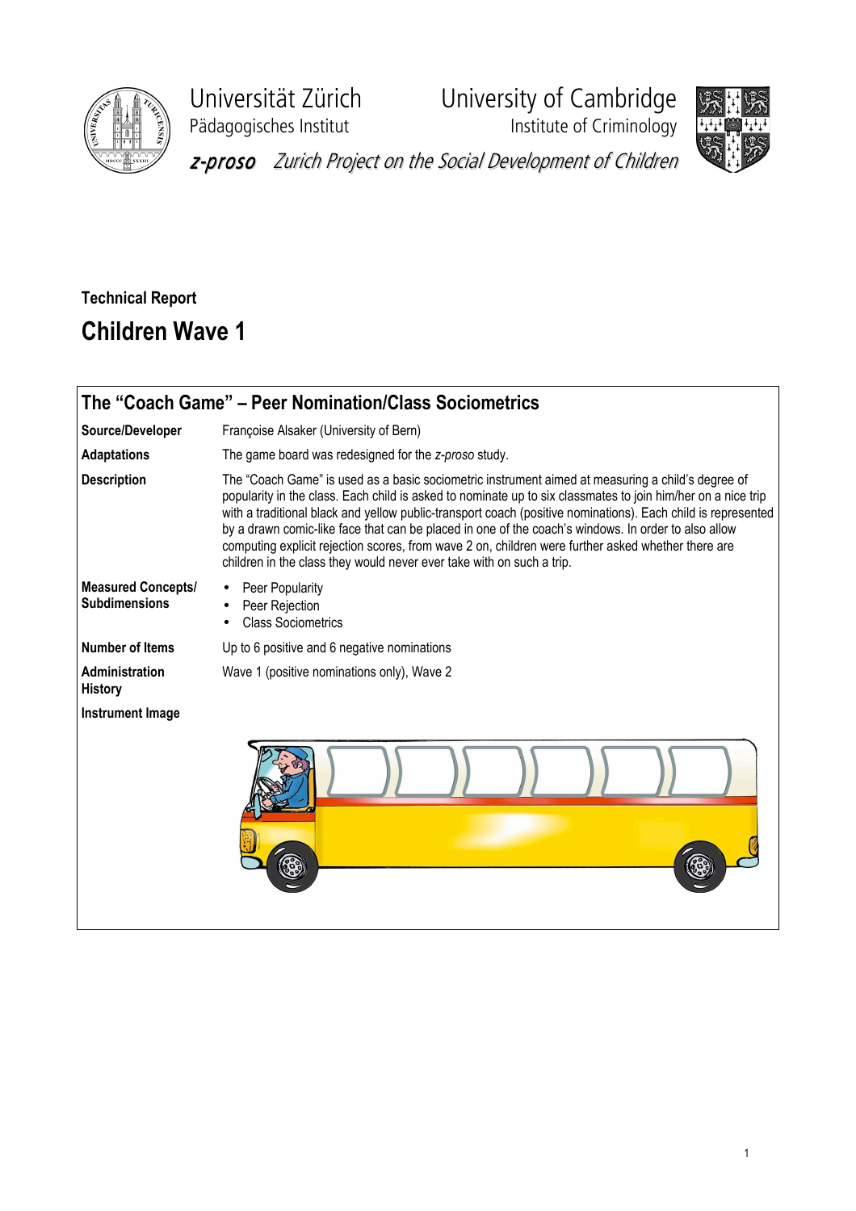Universität Zürich
Pädagogisches Institut

University of Cambridge
Institute of Criminology

*z-proso* *Zurich Project on the Social Development of Children*

**Technical Report**

# Children Wave 1

## The "Coach Game" – Peer Nomination/Class Sociometrics

| | |
|---|---|
| **Source/Developer** | Françoise Alsaker (University of Bern) |
| **Adaptations** | The game board was redesigned for the *z-proso* study. |
| **Description** | The "Coach Game" is used as a basic sociometric instrument aimed at measuring a child's degree of popularity in the class. Each child is asked to nominate up to six classmates to join him/her on a nice trip with a traditional black and yellow public-transport coach (positive nominations). Each child is represented by a drawn comic-like face that can be placed in one of the coach's windows. In order to also allow computing explicit rejection scores, from wave 2 on, children were further asked whether there are children in the class they would never ever take with on such a trip. |
| **Measured Concepts/ Subdimensions** | • Peer Popularity<br>• Peer Rejection<br>• Class Sociometrics |
| **Number of Items** | Up to 6 positive and 6 negative nominations |
| **Administration History** | Wave 1 (positive nominations only), Wave 2 |
| **Instrument Image** | |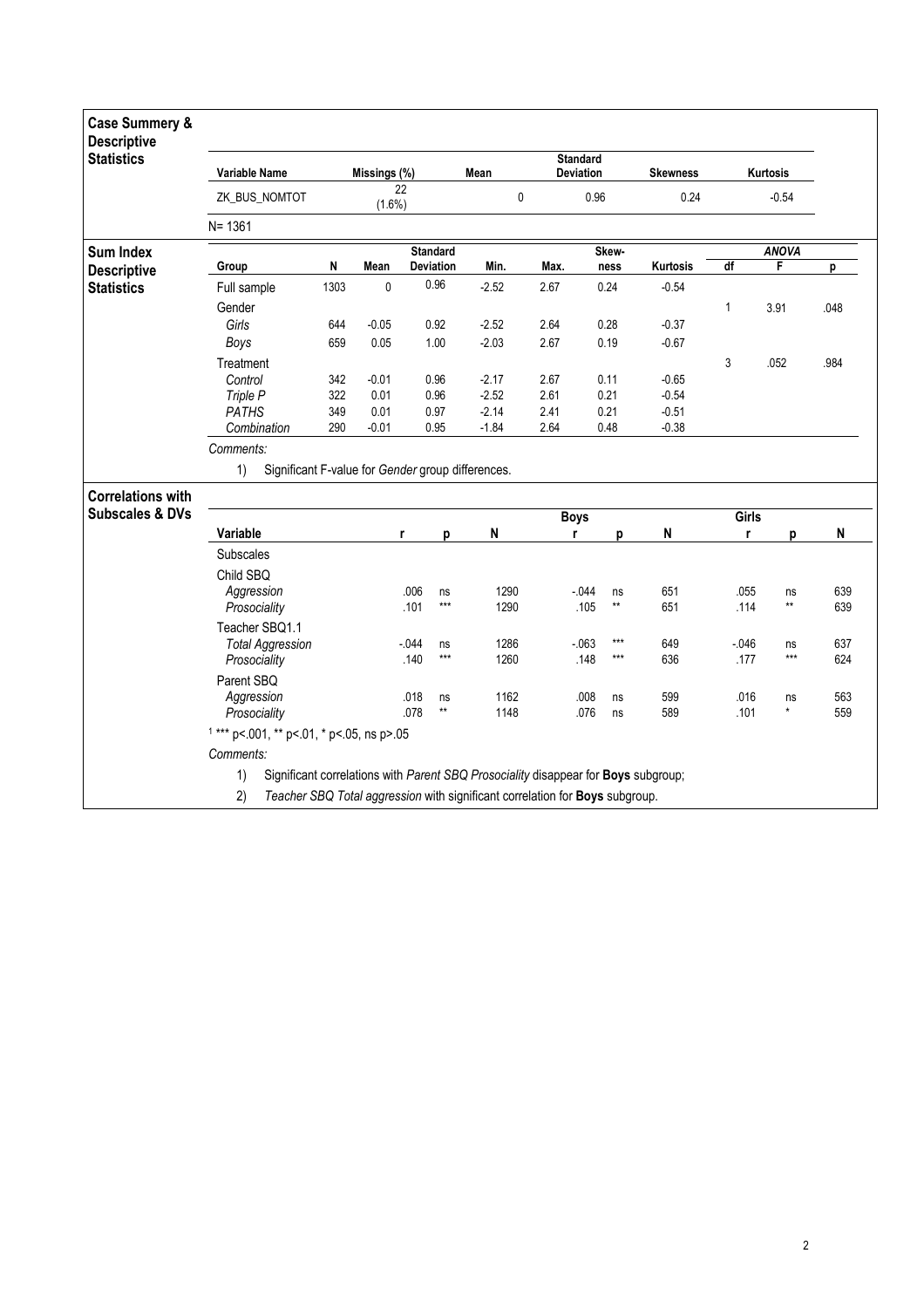## Case Summery & Descriptive Statistics

| Variable Name | Missings (%) | Mean | Standard Deviation | Skewness | Kurtosis |
|---|---|---|---|---|---|
| ZK_BUS_NOMTOT | 22 (1.6%) | 0 | 0.96 | 0.24 | -0.54 |

N= 1361

## Sum Index Descriptive Statistics

| Group | N | Mean | Standard Deviation | Min. | Max. | Skew-ness | Kurtosis | ANOVA df | ANOVA F | ANOVA p |
|---|---|---|---|---|---|---|---|---|---|---|
| Full sample | 1303 | 0 | 0.96 | -2.52 | 2.67 | 0.24 | -0.54 | | | |
| Gender | | | | | | | | 1 | 3.91 | .048 |
| *Girls* | 644 | -0.05 | 0.92 | -2.52 | 2.64 | 0.28 | -0.37 | | | |
| *Boys* | 659 | 0.05 | 1.00 | -2.03 | 2.67 | 0.19 | -0.67 | | | |
| Treatment | | | | | | | | 3 | .052 | .984 |
| *Control* | 342 | -0.01 | 0.96 | -2.17 | 2.67 | 0.11 | -0.65 | | | |
| *Triple P* | 322 | 0.01 | 0.96 | -2.52 | 2.61 | 0.21 | -0.54 | | | |
| *PATHS* | 349 | 0.01 | 0.97 | -2.14 | 2.41 | 0.21 | -0.51 | | | |
| *Combination* | 290 | -0.01 | 0.95 | -1.84 | 2.64 | 0.48 | -0.38 | | | |

*Comments:*

1) Significant F-value for *Gender* group differences.

## Correlations with Subscales & DVs

| Variable | r | p | N | Boys r | Boys p | Boys N | Girls r | Girls p | Girls N |
|---|---|---|---|---|---|---|---|---|---|
| Subscales | | | | | | | | | |
| Child SBQ | | | | | | | | | |
| *Aggression* | .006 | ns | 1290 | -.044 | ns | 651 | .055 | ns | 639 |
| *Prosociality* | .101 | *** | 1290 | .105 | ** | 651 | .114 | ** | 639 |
| Teacher SBQ1.1 | | | | | | | | | |
| *Total Aggression* | -.044 | ns | 1286 | -.063 | *** | 649 | -.046 | ns | 637 |
| *Prosociality* | .140 | *** | 1260 | .148 | *** | 636 | .177 | *** | 624 |
| Parent SBQ | | | | | | | | | |
| *Aggression* | .018 | ns | 1162 | .008 | ns | 599 | .016 | ns | 563 |
| *Prosociality* | .078 | ** | 1148 | .076 | ns | 589 | .101 | * | 559 |

[1] *** p<.001, ** p<.01, * p<.05, ns p>.05

*Comments:*

1) Significant correlations with *Parent SBQ Prosociality* disappear for **Boys** subgroup;
2) *Teacher SBQ Total aggression* with significant correlation for **Boys** subgroup.